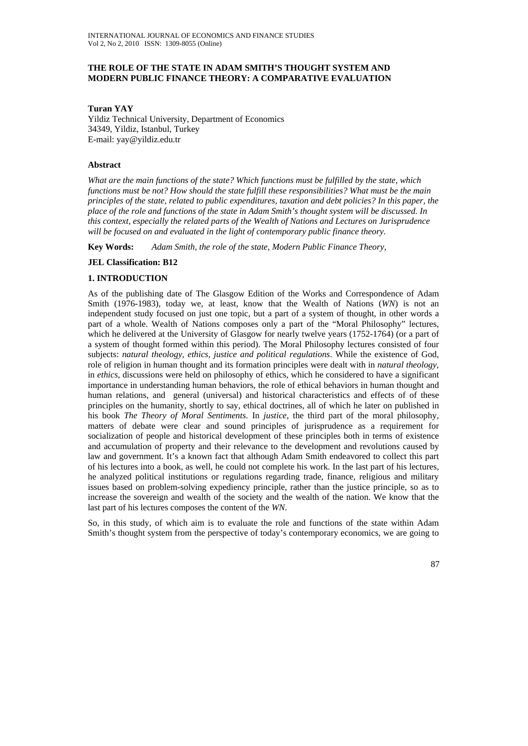# THE ROLE OF THE STATE IN ADAM SMITH'S THOUGHT SYSTEM AND MODERN PUBLIC FINANCE THEORY: A COMPARATIVE EVALUATION

**Turan YAY**
Yildiz Technical University, Department of Economics
34349, Yildiz, Istanbul, Turkey
E-mail: yay@yildiz.edu.tr

### Abstract

*What are the main functions of the state? Which functions must be fulfilled by the state, which functions must be not? How should the state fulfill these responsibilities? What must be the main principles of the state, related to public expenditures, taxation and debt policies? In this paper, the place of the role and functions of the state in Adam Smith's thought system will be discussed. In this context, especially the related parts of the Wealth of Nations and Lectures on Jurisprudence will be focused on and evaluated in the light of contemporary public finance theory.*

**Key Words:** *Adam Smith, the role of the state, Modern Public Finance Theory,*

**JEL Classification: B12**

## 1. INTRODUCTION

As of the publishing date of The Glasgow Edition of the Works and Correspondence of Adam Smith (1976-1983), today we, at least, know that the Wealth of Nations (*WN*) is not an independent study focused on just one topic, but a part of a system of thought, in other words a part of a whole. Wealth of Nations composes only a part of the "Moral Philosophy" lectures, which he delivered at the University of Glasgow for nearly twelve years (1752-1764) (or a part of a system of thought formed within this period). The Moral Philosophy lectures consisted of four subjects: *natural theology, ethics, justice and political regulations*. While the existence of God, role of religion in human thought and its formation principles were dealt with in *natural theology*, in *ethics*, discussions were held on philosophy of ethics, which he considered to have a significant importance in understanding human behaviors, the role of ethical behaviors in human thought and human relations, and general (universal) and historical characteristics and effects of of these principles on the humanity, shortly to say, ethical doctrines, all of which he later on published in his book *The Theory of Moral Sentiments*. In *justice*, the third part of the moral philosophy, matters of debate were clear and sound principles of jurisprudence as a requirement for socialization of people and historical development of these principles both in terms of existence and accumulation of property and their relevance to the development and revolutions caused by law and government. It's a known fact that although Adam Smith endeavored to collect this part of his lectures into a book, as well, he could not complete his work. In the last part of his lectures, he analyzed political institutions or regulations regarding trade, finance, religious and military issues based on problem-solving expediency principle, rather than the justice principle, so as to increase the sovereign and wealth of the society and the wealth of the nation. We know that the last part of his lectures composes the content of the *WN*.

So, in this study, of which aim is to evaluate the role and functions of the state within Adam Smith's thought system from the perspective of today's contemporary economics, we are going to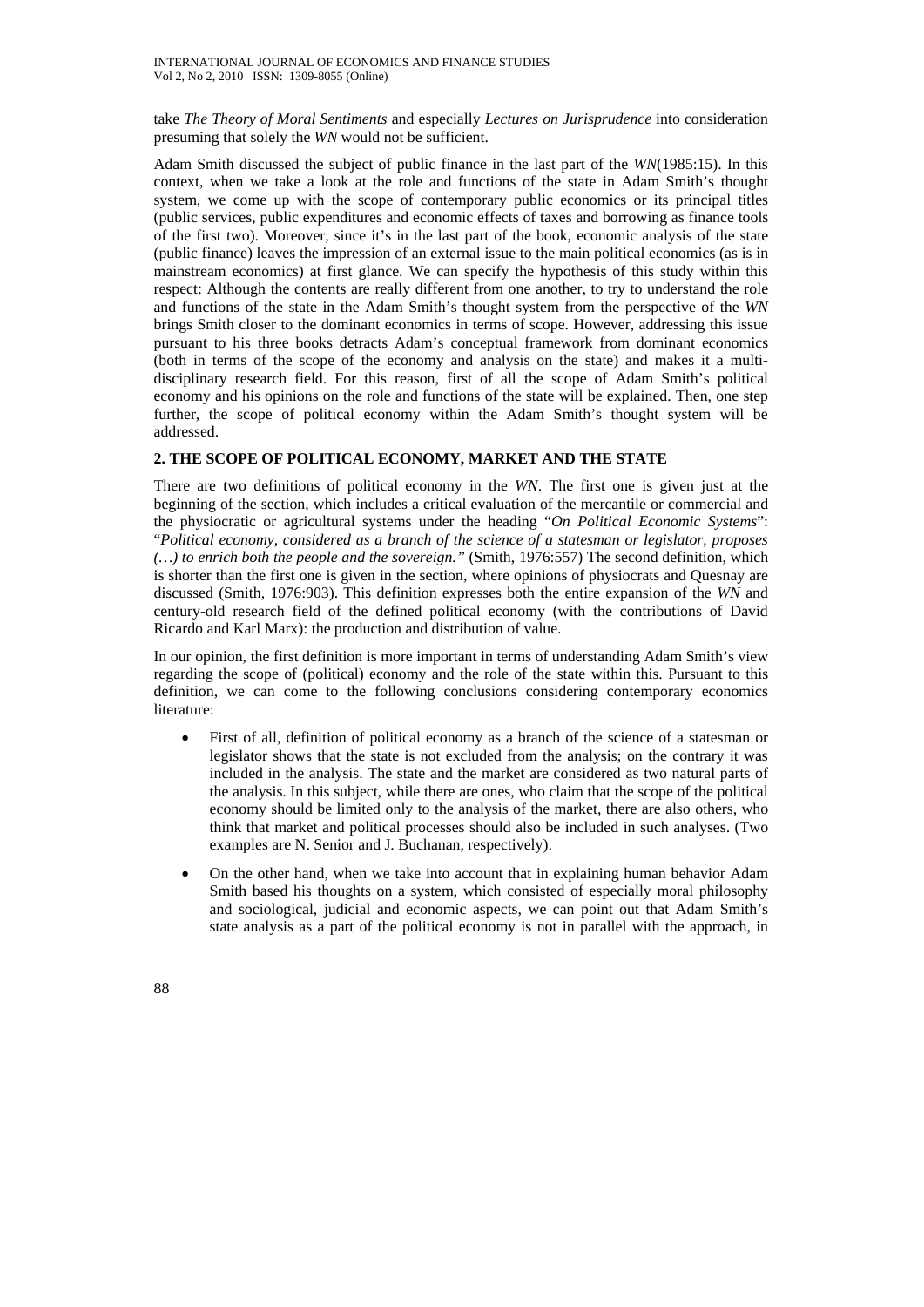take *The Theory of Moral Sentiments* and especially *Lectures on Jurisprudence* into consideration presuming that solely the *WN* would not be sufficient.

Adam Smith discussed the subject of public finance in the last part of the *WN*(1985:15). In this context, when we take a look at the role and functions of the state in Adam Smith's thought system, we come up with the scope of contemporary public economics or its principal titles (public services, public expenditures and economic effects of taxes and borrowing as finance tools of the first two). Moreover, since it's in the last part of the book, economic analysis of the state (public finance) leaves the impression of an external issue to the main political economics (as is in mainstream economics) at first glance. We can specify the hypothesis of this study within this respect: Although the contents are really different from one another, to try to understand the role and functions of the state in the Adam Smith's thought system from the perspective of the *WN* brings Smith closer to the dominant economics in terms of scope. However, addressing this issue pursuant to his three books detracts Adam's conceptual framework from dominant economics (both in terms of the scope of the economy and analysis on the state) and makes it a multi-disciplinary research field. For this reason, first of all the scope of Adam Smith's political economy and his opinions on the role and functions of the state will be explained. Then, one step further, the scope of political economy within the Adam Smith's thought system will be addressed.

## 2. THE SCOPE OF POLITICAL ECONOMY, MARKET AND THE STATE

There are two definitions of political economy in the *WN*. The first one is given just at the beginning of the section, which includes a critical evaluation of the mercantile or commercial and the physiocratic or agricultural systems under the heading "*On Political Economic Systems*": "*Political economy, considered as a branch of the science of a statesman or legislator, proposes (…) to enrich both the people and the sovereign.*" (Smith, 1976:557) The second definition, which is shorter than the first one is given in the section, where opinions of physiocrats and Quesnay are discussed (Smith, 1976:903). This definition expresses both the entire expansion of the *WN* and century-old research field of the defined political economy (with the contributions of David Ricardo and Karl Marx): the production and distribution of value.

In our opinion, the first definition is more important in terms of understanding Adam Smith's view regarding the scope of (political) economy and the role of the state within this. Pursuant to this definition, we can come to the following conclusions considering contemporary economics literature:

- First of all, definition of political economy as a branch of the science of a statesman or legislator shows that the state is not excluded from the analysis; on the contrary it was included in the analysis. The state and the market are considered as two natural parts of the analysis. In this subject, while there are ones, who claim that the scope of the political economy should be limited only to the analysis of the market, there are also others, who think that market and political processes should also be included in such analyses. (Two examples are N. Senior and J. Buchanan, respectively).

- On the other hand, when we take into account that in explaining human behavior Adam Smith based his thoughts on a system, which consisted of especially moral philosophy and sociological, judicial and economic aspects, we can point out that Adam Smith's state analysis as a part of the political economy is not in parallel with the approach, in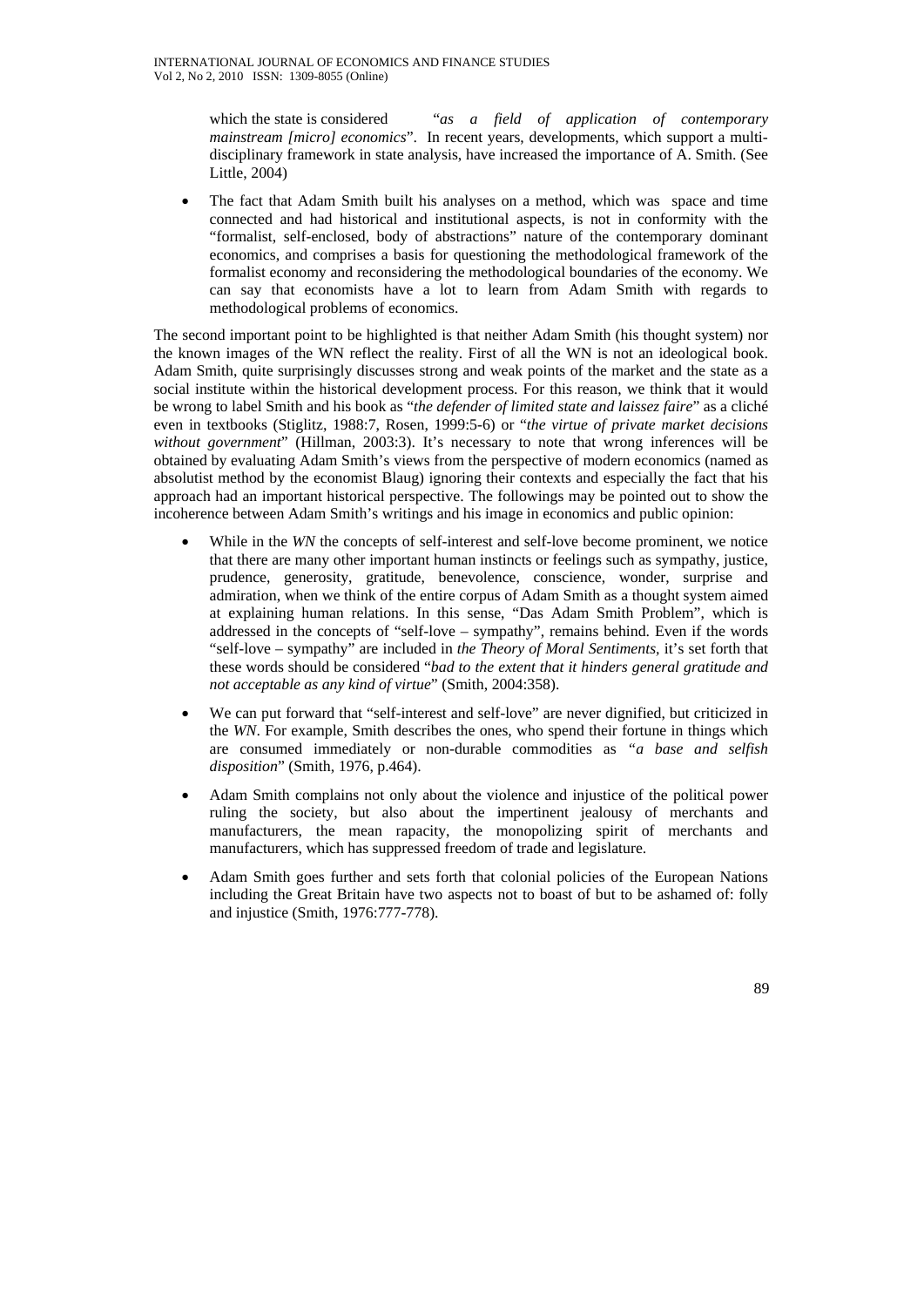which the state is considered "*as a field of application of contemporary mainstream [micro] economics*". In recent years, developments, which support a multi-disciplinary framework in state analysis, have increased the importance of A. Smith. (See Little, 2004)

- The fact that Adam Smith built his analyses on a method, which was space and time connected and had historical and institutional aspects, is not in conformity with the "formalist, self-enclosed, body of abstractions" nature of the contemporary dominant economics, and comprises a basis for questioning the methodological framework of the formalist economy and reconsidering the methodological boundaries of the economy. We can say that economists have a lot to learn from Adam Smith with regards to methodological problems of economics.

The second important point to be highlighted is that neither Adam Smith (his thought system) nor the known images of the WN reflect the reality. First of all the WN is not an ideological book. Adam Smith, quite surprisingly discusses strong and weak points of the market and the state as a social institute within the historical development process. For this reason, we think that it would be wrong to label Smith and his book as "*the defender of limited state and laissez faire*" as a cliché even in textbooks (Stiglitz, 1988:7, Rosen, 1999:5-6) or "*the virtue of private market decisions without government*" (Hillman, 2003:3). It's necessary to note that wrong inferences will be obtained by evaluating Adam Smith's views from the perspective of modern economics (named as absolutist method by the economist Blaug) ignoring their contexts and especially the fact that his approach had an important historical perspective. The followings may be pointed out to show the incoherence between Adam Smith's writings and his image in economics and public opinion:

- While in the *WN* the concepts of self-interest and self-love become prominent, we notice that there are many other important human instincts or feelings such as sympathy, justice, prudence, generosity, gratitude, benevolence, conscience, wonder, surprise and admiration, when we think of the entire corpus of Adam Smith as a thought system aimed at explaining human relations. In this sense, "Das Adam Smith Problem", which is addressed in the concepts of "self-love – sympathy", remains behind. Even if the words "self-love – sympathy" are included in *the Theory of Moral Sentiments*, it's set forth that these words should be considered "*bad to the extent that it hinders general gratitude and not acceptable as any kind of virtue*" (Smith, 2004:358).

- We can put forward that "self-interest and self-love" are never dignified, but criticized in the *WN*. For example, Smith describes the ones, who spend their fortune in things which are consumed immediately or non-durable commodities as "*a base and selfish disposition*" (Smith, 1976, p.464).

- Adam Smith complains not only about the violence and injustice of the political power ruling the society, but also about the impertinent jealousy of merchants and manufacturers, the mean rapacity, the monopolizing spirit of merchants and manufacturers, which has suppressed freedom of trade and legislature.

- Adam Smith goes further and sets forth that colonial policies of the European Nations including the Great Britain have two aspects not to boast of but to be ashamed of: folly and injustice (Smith, 1976:777-778).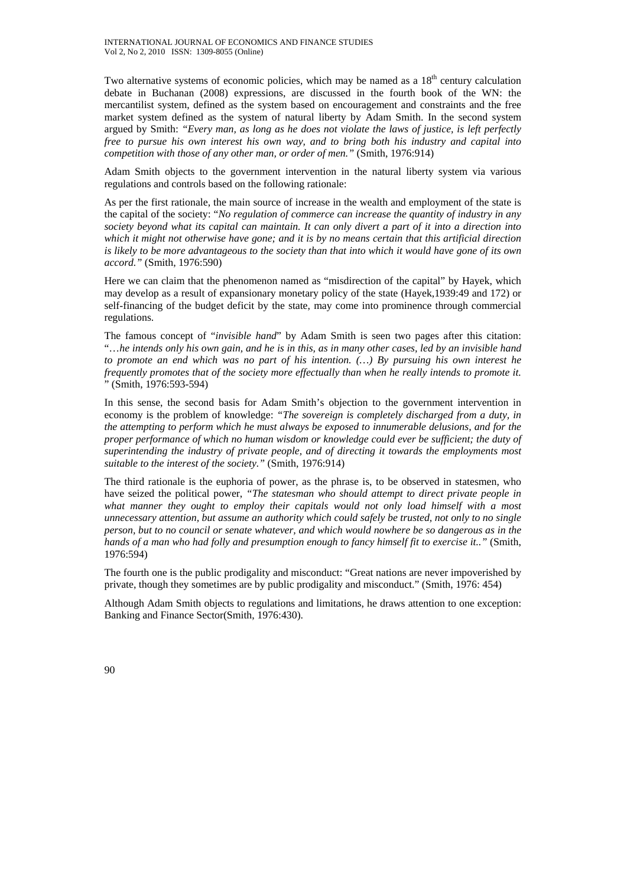Two alternative systems of economic policies, which may be named as a 18th century calculation debate in Buchanan (2008) expressions, are discussed in the fourth book of the WN: the mercantilist system, defined as the system based on encouragement and constraints and the free market system defined as the system of natural liberty by Adam Smith. In the second system argued by Smith: *"Every man, as long as he does not violate the laws of justice, is left perfectly free to pursue his own interest his own way, and to bring both his industry and capital into competition with those of any other man, or order of men."* (Smith, 1976:914)

Adam Smith objects to the government intervention in the natural liberty system via various regulations and controls based on the following rationale:

As per the first rationale, the main source of increase in the wealth and employment of the state is the capital of the society: "*No regulation of commerce can increase the quantity of industry in any society beyond what its capital can maintain. It can only divert a part of it into a direction into which it might not otherwise have gone; and it is by no means certain that this artificial direction is likely to be more advantageous to the society than that into which it would have gone of its own accord."* (Smith, 1976:590)

Here we can claim that the phenomenon named as "misdirection of the capital" by Hayek, which may develop as a result of expansionary monetary policy of the state (Hayek,1939:49 and 172) or self-financing of the budget deficit by the state, may come into prominence through commercial regulations.

The famous concept of "*invisible hand*" by Adam Smith is seen two pages after this citation: "*…he intends only his own gain, and he is in this, as in many other cases, led by an invisible hand to promote an end which was no part of his intention. (…) By pursuing his own interest he frequently promotes that of the society more effectually than when he really intends to promote it.* " (Smith, 1976:593-594)

In this sense, the second basis for Adam Smith's objection to the government intervention in economy is the problem of knowledge: *"The sovereign is completely discharged from a duty, in the attempting to perform which he must always be exposed to innumerable delusions, and for the proper performance of which no human wisdom or knowledge could ever be sufficient; the duty of superintending the industry of private people, and of directing it towards the employments most suitable to the interest of the society."* (Smith, 1976:914)

The third rationale is the euphoria of power, as the phrase is, to be observed in statesmen, who have seized the political power, *"The statesman who should attempt to direct private people in what manner they ought to employ their capitals would not only load himself with a most unnecessary attention, but assume an authority which could safely be trusted, not only to no single person, but to no council or senate whatever, and which would nowhere be so dangerous as in the hands of a man who had folly and presumption enough to fancy himself fit to exercise it.."* (Smith, 1976:594)

The fourth one is the public prodigality and misconduct: "Great nations are never impoverished by private, though they sometimes are by public prodigality and misconduct." (Smith, 1976: 454)

Although Adam Smith objects to regulations and limitations, he draws attention to one exception: Banking and Finance Sector(Smith, 1976:430).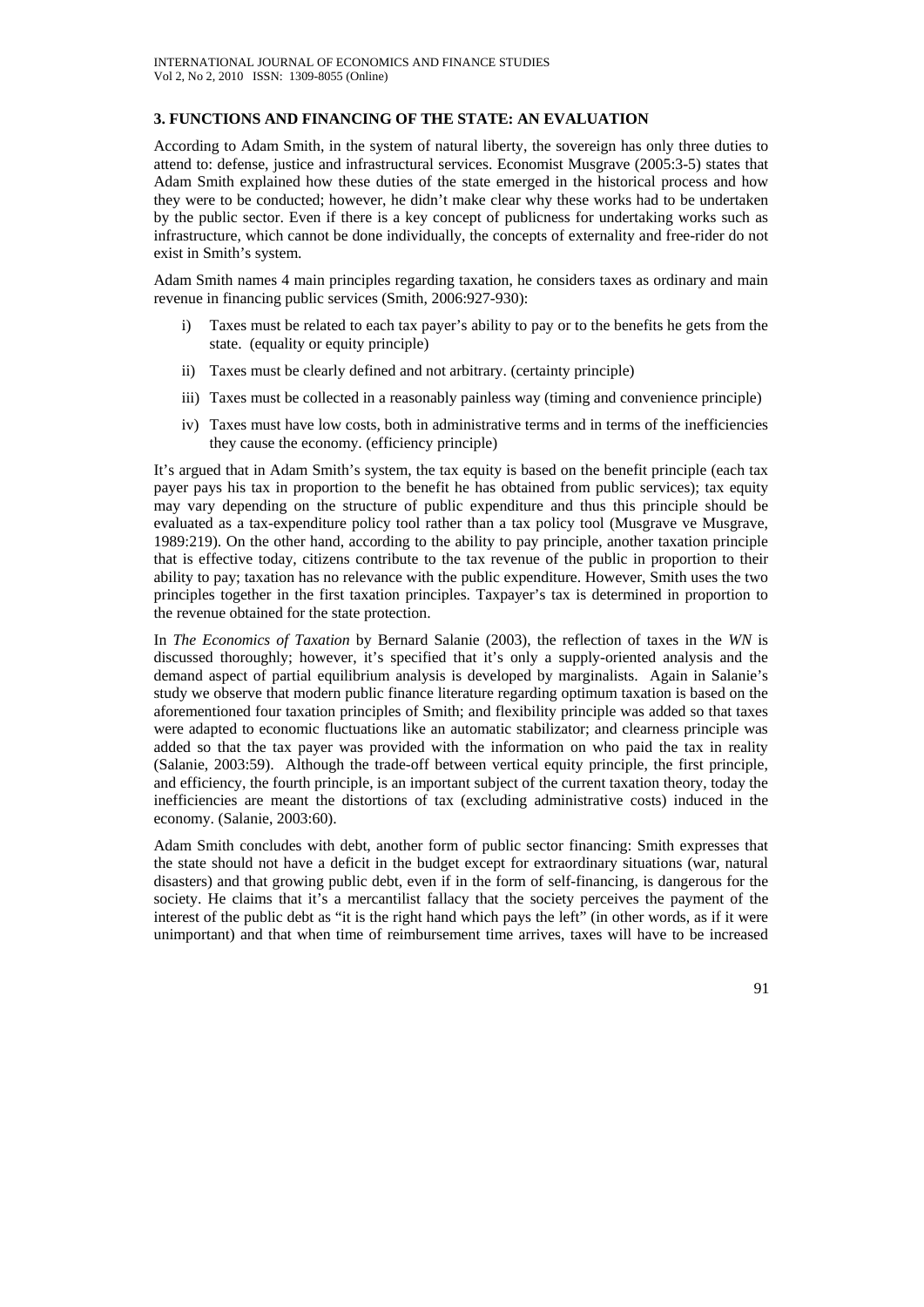### 3. FUNCTIONS AND FINANCING OF THE STATE: AN EVALUATION

According to Adam Smith, in the system of natural liberty, the sovereign has only three duties to attend to: defense, justice and infrastructural services. Economist Musgrave (2005:3-5) states that Adam Smith explained how these duties of the state emerged in the historical process and how they were to be conducted; however, he didn't make clear why these works had to be undertaken by the public sector. Even if there is a key concept of publicness for undertaking works such as infrastructure, which cannot be done individually, the concepts of externality and free-rider do not exist in Smith's system.

Adam Smith names 4 main principles regarding taxation, he considers taxes as ordinary and main revenue in financing public services (Smith, 2006:927-930):

i) Taxes must be related to each tax payer's ability to pay or to the benefits he gets from the state. (equality or equity principle)

ii) Taxes must be clearly defined and not arbitrary. (certainty principle)

iii) Taxes must be collected in a reasonably painless way (timing and convenience principle)

iv) Taxes must have low costs, both in administrative terms and in terms of the inefficiencies they cause the economy. (efficiency principle)

It's argued that in Adam Smith's system, the tax equity is based on the benefit principle (each tax payer pays his tax in proportion to the benefit he has obtained from public services); tax equity may vary depending on the structure of public expenditure and thus this principle should be evaluated as a tax-expenditure policy tool rather than a tax policy tool (Musgrave ve Musgrave, 1989:219). On the other hand, according to the ability to pay principle, another taxation principle that is effective today, citizens contribute to the tax revenue of the public in proportion to their ability to pay; taxation has no relevance with the public expenditure. However, Smith uses the two principles together in the first taxation principles. Taxpayer's tax is determined in proportion to the revenue obtained for the state protection.

In *The Economics of Taxation* by Bernard Salanie (2003), the reflection of taxes in the *WN* is discussed thoroughly; however, it's specified that it's only a supply-oriented analysis and the demand aspect of partial equilibrium analysis is developed by marginalists. Again in Salanie's study we observe that modern public finance literature regarding optimum taxation is based on the aforementioned four taxation principles of Smith; and flexibility principle was added so that taxes were adapted to economic fluctuations like an automatic stabilizator; and clearness principle was added so that the tax payer was provided with the information on who paid the tax in reality (Salanie, 2003:59). Although the trade-off between vertical equity principle, the first principle, and efficiency, the fourth principle, is an important subject of the current taxation theory, today the inefficiencies are meant the distortions of tax (excluding administrative costs) induced in the economy. (Salanie, 2003:60).

Adam Smith concludes with debt, another form of public sector financing: Smith expresses that the state should not have a deficit in the budget except for extraordinary situations (war, natural disasters) and that growing public debt, even if in the form of self-financing, is dangerous for the society. He claims that it's a mercantilist fallacy that the society perceives the payment of the interest of the public debt as "it is the right hand which pays the left" (in other words, as if it were unimportant) and that when time of reimbursement time arrives, taxes will have to be increased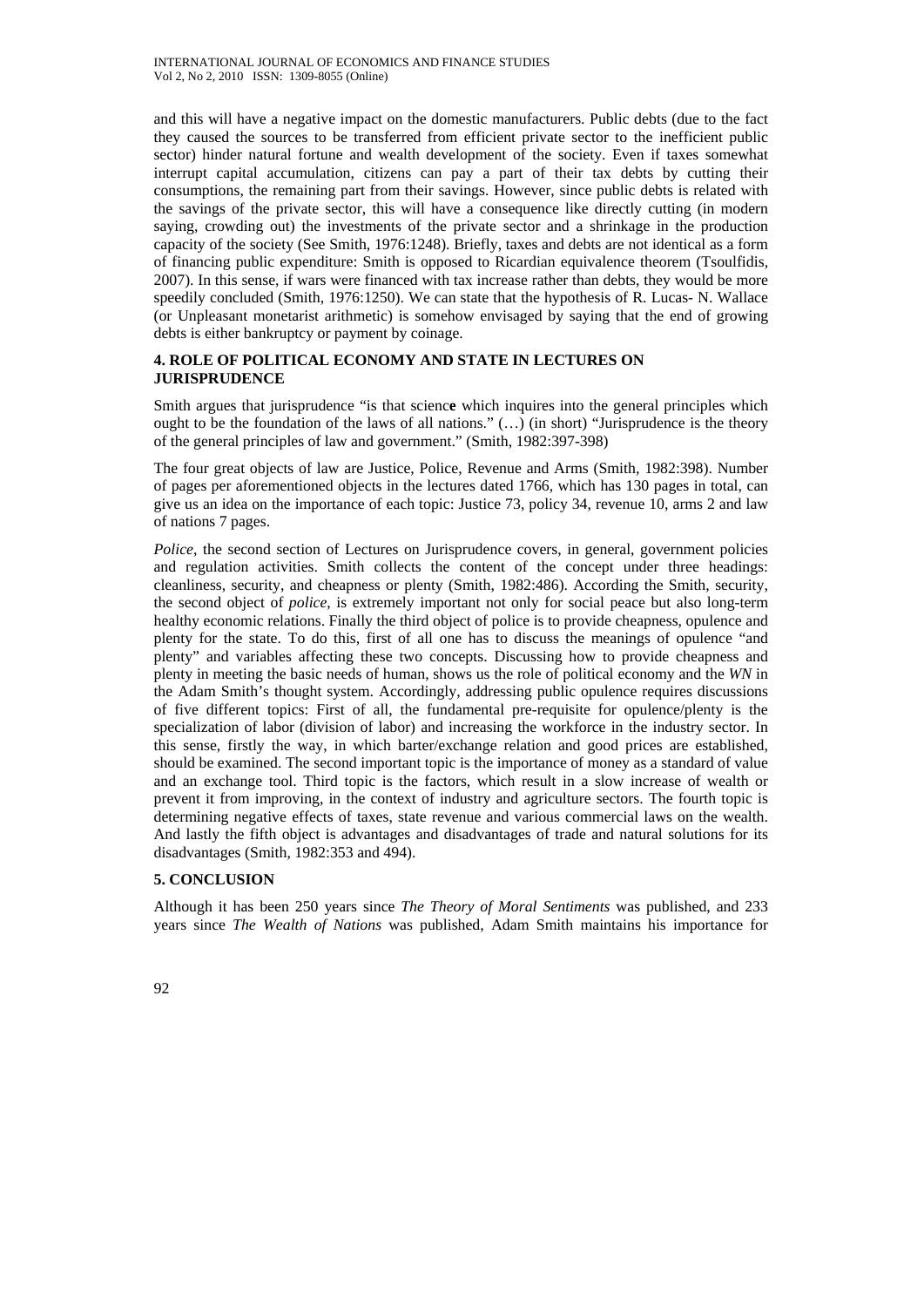and this will have a negative impact on the domestic manufacturers. Public debts (due to the fact they caused the sources to be transferred from efficient private sector to the inefficient public sector) hinder natural fortune and wealth development of the society. Even if taxes somewhat interrupt capital accumulation, citizens can pay a part of their tax debts by cutting their consumptions, the remaining part from their savings. However, since public debts is related with the savings of the private sector, this will have a consequence like directly cutting (in modern saying, crowding out) the investments of the private sector and a shrinkage in the production capacity of the society (See Smith, 1976:1248). Briefly, taxes and debts are not identical as a form of financing public expenditure: Smith is opposed to Ricardian equivalence theorem (Tsoulfidis, 2007). In this sense, if wars were financed with tax increase rather than debts, they would be more speedily concluded (Smith, 1976:1250). We can state that the hypothesis of R. Lucas- N. Wallace (or Unpleasant monetarist arithmetic) is somehow envisaged by saying that the end of growing debts is either bankruptcy or payment by coinage.

## 4. ROLE OF POLITICAL ECONOMY AND STATE IN LECTURES ON JURISPRUDENCE

Smith argues that jurisprudence "is that scienc**e** which inquires into the general principles which ought to be the foundation of the laws of all nations." (…) (in short) "Jurisprudence is the theory of the general principles of law and government." (Smith, 1982:397-398)

The four great objects of law are Justice, Police, Revenue and Arms (Smith, 1982:398). Number of pages per aforementioned objects in the lectures dated 1766, which has 130 pages in total, can give us an idea on the importance of each topic: Justice 73, policy 34, revenue 10, arms 2 and law of nations 7 pages.

*Police*, the second section of Lectures on Jurisprudence covers, in general, government policies and regulation activities. Smith collects the content of the concept under three headings: cleanliness, security, and cheapness or plenty (Smith, 1982:486). According the Smith, security, the second object of *police*, is extremely important not only for social peace but also long-term healthy economic relations. Finally the third object of police is to provide cheapness, opulence and plenty for the state. To do this, first of all one has to discuss the meanings of opulence "and plenty" and variables affecting these two concepts. Discussing how to provide cheapness and plenty in meeting the basic needs of human, shows us the role of political economy and the *WN* in the Adam Smith's thought system. Accordingly, addressing public opulence requires discussions of five different topics: First of all, the fundamental pre-requisite for opulence/plenty is the specialization of labor (division of labor) and increasing the workforce in the industry sector. In this sense, firstly the way, in which barter/exchange relation and good prices are established, should be examined. The second important topic is the importance of money as a standard of value and an exchange tool. Third topic is the factors, which result in a slow increase of wealth or prevent it from improving, in the context of industry and agriculture sectors. The fourth topic is determining negative effects of taxes, state revenue and various commercial laws on the wealth. And lastly the fifth object is advantages and disadvantages of trade and natural solutions for its disadvantages (Smith, 1982:353 and 494).

## 5. CONCLUSION

Although it has been 250 years since *The Theory of Moral Sentiments* was published, and 233 years since *The Wealth of Nations* was published, Adam Smith maintains his importance for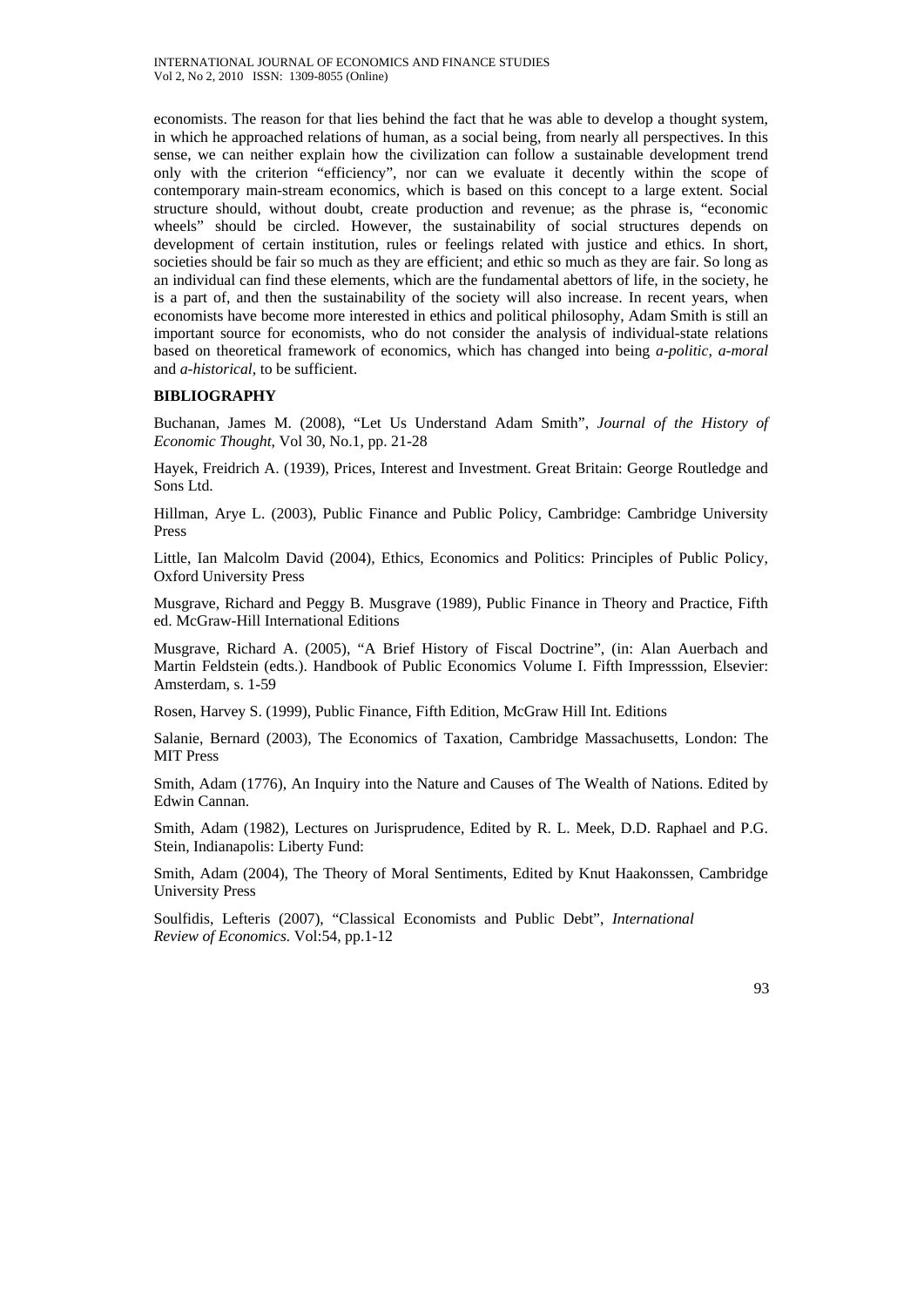economists. The reason for that lies behind the fact that he was able to develop a thought system, in which he approached relations of human, as a social being, from nearly all perspectives. In this sense, we can neither explain how the civilization can follow a sustainable development trend only with the criterion "efficiency", nor can we evaluate it decently within the scope of contemporary main-stream economics, which is based on this concept to a large extent. Social structure should, without doubt, create production and revenue; as the phrase is, "economic wheels" should be circled. However, the sustainability of social structures depends on development of certain institution, rules or feelings related with justice and ethics. In short, societies should be fair so much as they are efficient; and ethic so much as they are fair. So long as an individual can find these elements, which are the fundamental abettors of life, in the society, he is a part of, and then the sustainability of the society will also increase. In recent years, when economists have become more interested in ethics and political philosophy, Adam Smith is still an important source for economists, who do not consider the analysis of individual-state relations based on theoretical framework of economics, which has changed into being *a-politic, a-moral* and *a-historical*, to be sufficient.

## BIBLIOGRAPHY

Buchanan, James M. (2008), "Let Us Understand Adam Smith", *Journal of the History of Economic Thought*, Vol 30, No.1, pp. 21-28

Hayek, Freidrich A. (1939), Prices, Interest and Investment. Great Britain: George Routledge and Sons Ltd.

Hillman, Arye L. (2003), Public Finance and Public Policy, Cambridge: Cambridge University Press

Little, Ian Malcolm David (2004), Ethics, Economics and Politics: Principles of Public Policy, Oxford University Press

Musgrave, Richard and Peggy B. Musgrave (1989), Public Finance in Theory and Practice, Fifth ed. McGraw-Hill International Editions

Musgrave, Richard A. (2005), "A Brief History of Fiscal Doctrine", (in: Alan Auerbach and Martin Feldstein (edts.). Handbook of Public Economics Volume I. Fifth Impresssion, Elsevier: Amsterdam, s. 1-59

Rosen, Harvey S. (1999), Public Finance, Fifth Edition, McGraw Hill Int. Editions

Salanie, Bernard (2003), The Economics of Taxation, Cambridge Massachusetts, London: The MIT Press

Smith, Adam (1776), An Inquiry into the Nature and Causes of The Wealth of Nations. Edited by Edwin Cannan.

Smith, Adam (1982), Lectures on Jurisprudence, Edited by R. L. Meek, D.D. Raphael and P.G. Stein, Indianapolis: Liberty Fund:

Smith, Adam (2004), The Theory of Moral Sentiments, Edited by Knut Haakonssen, Cambridge University Press

Soulfidis, Lefteris (2007), "Classical Economists and Public Debt", *International Review of Economics.* Vol:54, pp.1-12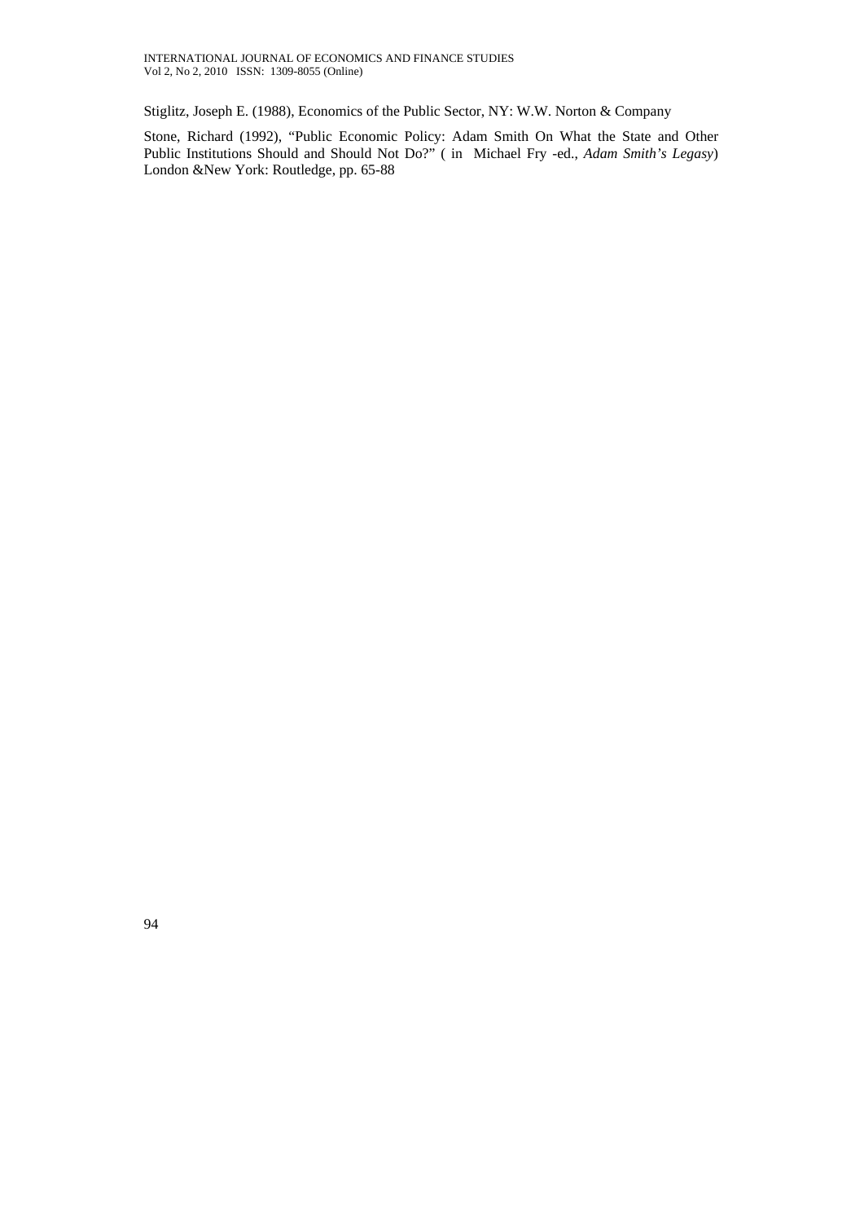Stiglitz, Joseph E. (1988), Economics of the Public Sector, NY: W.W. Norton & Company

Stone, Richard (1992), "Public Economic Policy: Adam Smith On What the State and Other Public Institutions Should and Should Not Do?" ( in Michael Fry -ed., *Adam Smith's Legasy*) London &New York: Routledge, pp. 65-88